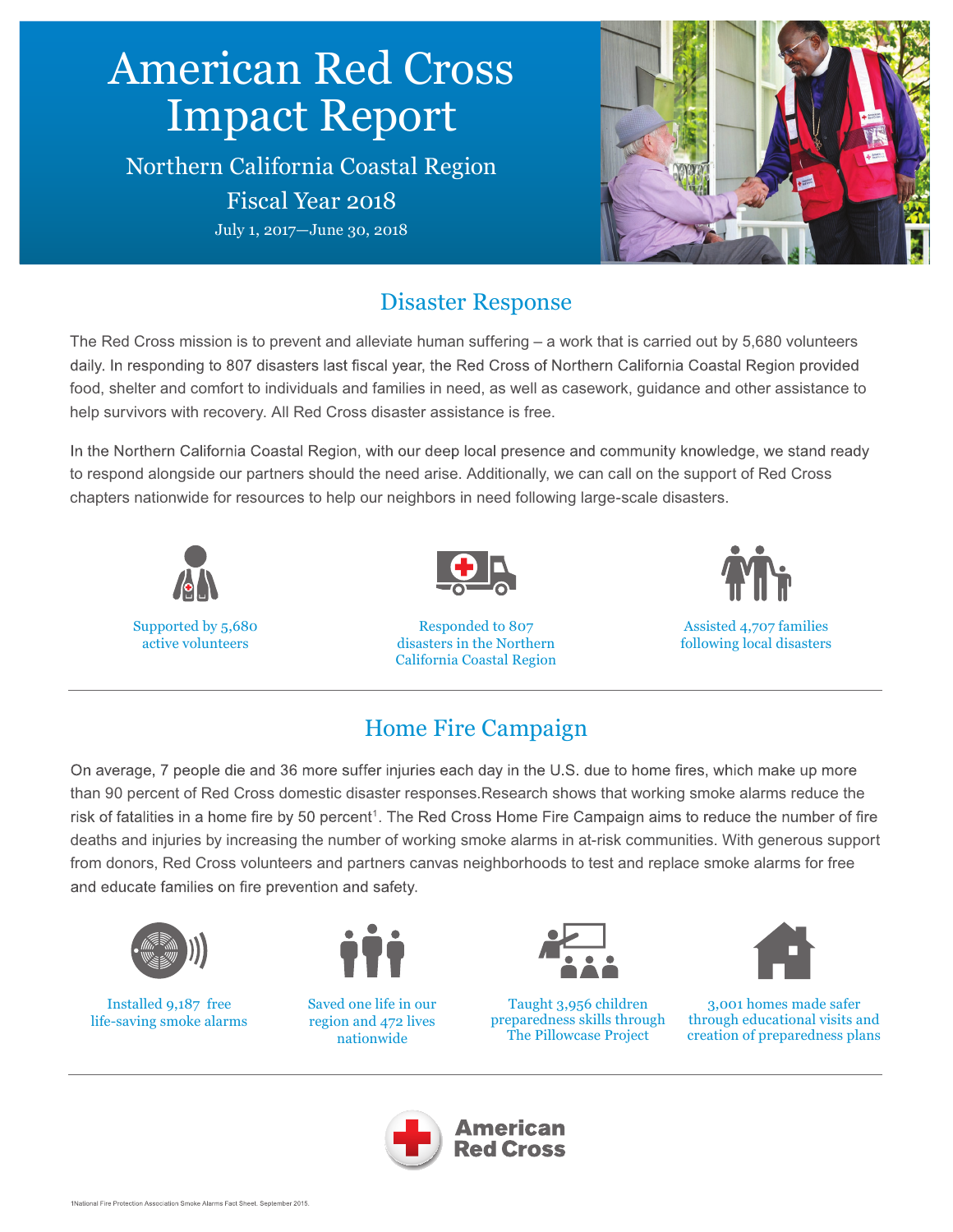# American Red Cross Impact Report

## Northern California Coastal Region

## Fiscal Year 2018

July 1, 2017—June 30, 2018

## Disaster Response

The Red Cross mission is to prevent and alleviate human suffering – a work that is carried out by 5,680 volunteers daily. In responding to 807 disasters last fiscal year, the Red Cross of Northern California Coastal Region provided food, shelter and comfort to individuals and families in need, as well as casework, guidance and other assistance to help survivors with recovery. All Red Cross disaster assistance is free.

In the Northern California Coastal Region, with our deep local presence and community knowledge, we stand ready to respond alongside our partners should the need arise. Additionally, we can call on the support of Red Cross chapters nationwide for resources to help our neighbors in need following large-scale disasters.

Supported by 5,680 active volunteers

Responded to 807 disasters in the Northern California Coastal Region

Assisted 4,707 families following local disasters

## Home Fire Campaign

On average, 7 people die and 36 more suffer injuries each day in the U.S. due to home fires, which make up more than 90 percent of Red Cross domestic disaster responses.Research shows that working smoke alarms reduce the risk of fatalities in a home fire by 50 percent[1]. The Red Cross Home Fire Campaign aims to reduce the number of fire deaths and injuries by increasing the number of working smoke alarms in at-risk communities. With generous support from donors, Red Cross volunteers and partners canvas neighborhoods to test and replace smoke alarms for free and educate families on fire prevention and safety.

Installed 9,187 free life-saving smoke alarms

Saved one life in our region and 472 lives nationwide

Taught 3,956 children preparedness skills through The Pillowcase Project

3,001 homes made safer through educational visits and creation of preparedness plans

American Red Cross

[1]National Fire Protection Association Smoke Alarms Fact Sheet. September 2015.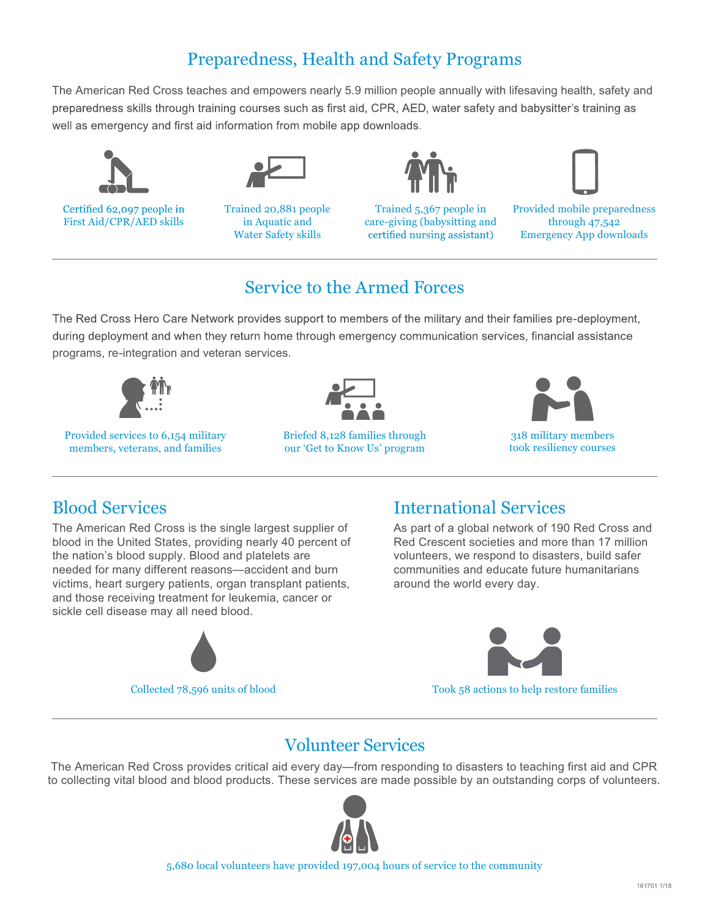## Preparedness, Health and Safety Programs

The American Red Cross teaches and empowers nearly 5.9 million people annually with lifesaving health, safety and preparedness skills through training courses such as first aid, CPR, AED, water safety and babysitter's training as well as emergency and first aid information from mobile app downloads.

Certified 62,097 people in First Aid/CPR/AED skills

Trained 20,881 people in Aquatic and Water Safety skills

Trained 5,367 people in care-giving (babysitting and certified nursing assistant)

Provided mobile preparedness through 47,542 Emergency App downloads

## Service to the Armed Forces

The Red Cross Hero Care Network provides support to members of the military and their families pre-deployment, during deployment and when they return home through emergency communication services, financial assistance programs, re-integration and veteran services.

Provided services to 6,154 military members, veterans, and families

Briefed 8,128 families through our 'Get to Know Us' program

318 military members took resiliency courses

## Blood Services

The American Red Cross is the single largest supplier of blood in the United States, providing nearly 40 percent of the nation's blood supply. Blood and platelets are needed for many different reasons—accident and burn victims, heart surgery patients, organ transplant patients, and those receiving treatment for leukemia, cancer or sickle cell disease may all need blood.

Collected 78,596 units of blood

## International Services

As part of a global network of 190 Red Cross and Red Crescent societies and more than 17 million volunteers, we respond to disasters, build safer communities and educate future humanitarians around the world every day.

Took 58 actions to help restore families

## Volunteer Services

The American Red Cross provides critical aid every day—from responding to disasters to teaching first aid and CPR to collecting vital blood and blood products. These services are made possible by an outstanding corps of volunteers.

5,680 local volunteers have provided 197,004 hours of service to the community

161701 1/18